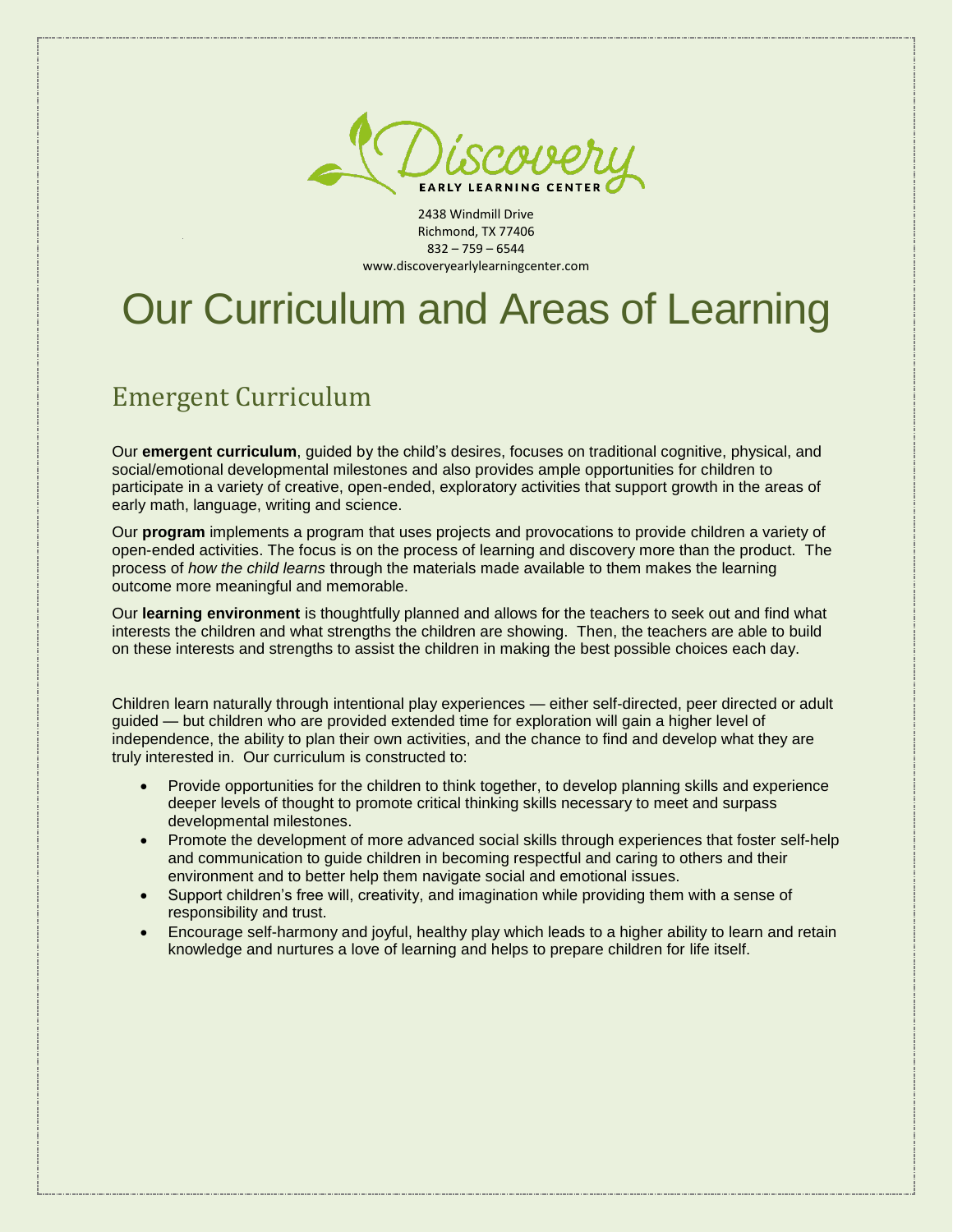Discovery

EARLY LEARNING CENTER

2438 Windmill Drive
Richmond, TX 77406
832 – 759 – 6544
www.discoveryearlylearningcenter.com

# Our Curriculum and Areas of Learning

## Emergent Curriculum

Our **emergent curriculum**, guided by the child's desires, focuses on traditional cognitive, physical, and social/emotional developmental milestones and also provides ample opportunities for children to participate in a variety of creative, open-ended, exploratory activities that support growth in the areas of early math, language, writing and science.

Our **program** implements a program that uses projects and provocations to provide children a variety of open-ended activities. The focus is on the process of learning and discovery more than the product. The process of *how the child learns* through the materials made available to them makes the learning outcome more meaningful and memorable.

Our **learning environment** is thoughtfully planned and allows for the teachers to seek out and find what interests the children and what strengths the children are showing. Then, the teachers are able to build on these interests and strengths to assist the children in making the best possible choices each day.

Children learn naturally through intentional play experiences — either self-directed, peer directed or adult guided — but children who are provided extended time for exploration will gain a higher level of independence, the ability to plan their own activities, and the chance to find and develop what they are truly interested in. Our curriculum is constructed to:

- Provide opportunities for the children to think together, to develop planning skills and experience deeper levels of thought to promote critical thinking skills necessary to meet and surpass developmental milestones.
- Promote the development of more advanced social skills through experiences that foster self-help and communication to guide children in becoming respectful and caring to others and their environment and to better help them navigate social and emotional issues.
- Support children's free will, creativity, and imagination while providing them with a sense of responsibility and trust.
- Encourage self-harmony and joyful, healthy play which leads to a higher ability to learn and retain knowledge and nurtures a love of learning and helps to prepare children for life itself.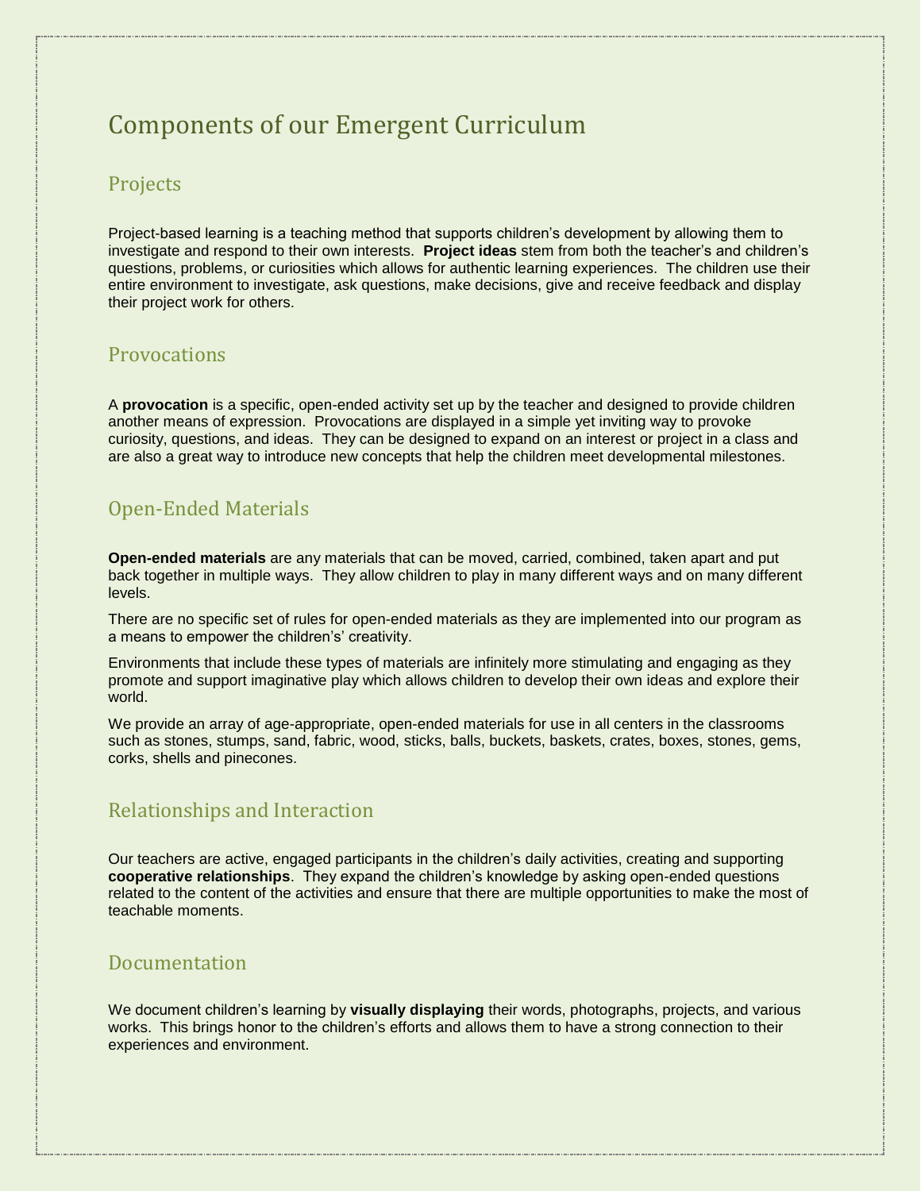# Components of our Emergent Curriculum

## Projects

Project-based learning is a teaching method that supports children's development by allowing them to investigate and respond to their own interests. **Project ideas** stem from both the teacher's and children's questions, problems, or curiosities which allows for authentic learning experiences. The children use their entire environment to investigate, ask questions, make decisions, give and receive feedback and display their project work for others.

## Provocations

A **provocation** is a specific, open-ended activity set up by the teacher and designed to provide children another means of expression. Provocations are displayed in a simple yet inviting way to provoke curiosity, questions, and ideas. They can be designed to expand on an interest or project in a class and are also a great way to introduce new concepts that help the children meet developmental milestones.

## Open-Ended Materials

**Open-ended materials** are any materials that can be moved, carried, combined, taken apart and put back together in multiple ways. They allow children to play in many different ways and on many different levels.

There are no specific set of rules for open-ended materials as they are implemented into our program as a means to empower the children's' creativity.

Environments that include these types of materials are infinitely more stimulating and engaging as they promote and support imaginative play which allows children to develop their own ideas and explore their world.

We provide an array of age-appropriate, open-ended materials for use in all centers in the classrooms such as stones, stumps, sand, fabric, wood, sticks, balls, buckets, baskets, crates, boxes, stones, gems, corks, shells and pinecones.

## Relationships and Interaction

Our teachers are active, engaged participants in the children's daily activities, creating and supporting **cooperative relationships**. They expand the children's knowledge by asking open-ended questions related to the content of the activities and ensure that there are multiple opportunities to make the most of teachable moments.

## Documentation

We document children's learning by **visually displaying** their words, photographs, projects, and various works. This brings honor to the children's efforts and allows them to have a strong connection to their experiences and environment.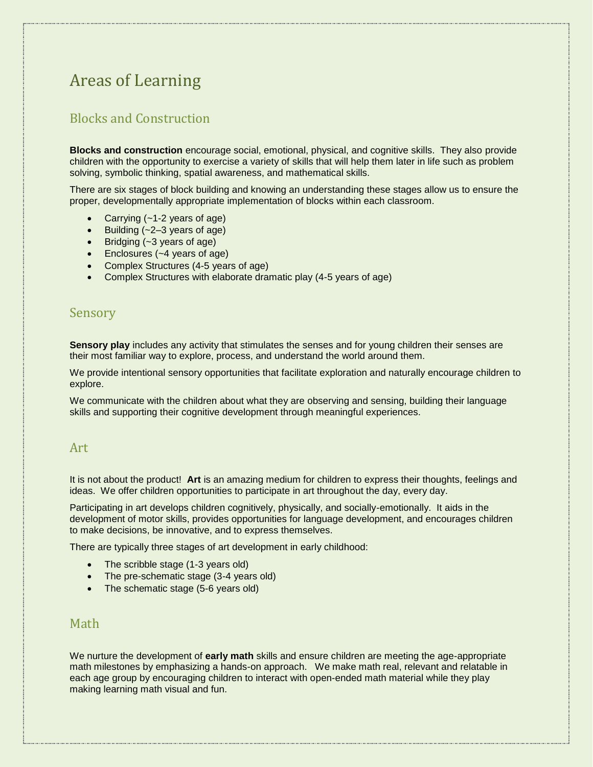# Areas of Learning

## Blocks and Construction

**Blocks and construction** encourage social, emotional, physical, and cognitive skills. They also provide children with the opportunity to exercise a variety of skills that will help them later in life such as problem solving, symbolic thinking, spatial awareness, and mathematical skills.

There are six stages of block building and knowing an understanding these stages allow us to ensure the proper, developmentally appropriate implementation of blocks within each classroom.

- Carrying (~1-2 years of age)
- Building (~2–3 years of age)
- Bridging (~3 years of age)
- Enclosures (~4 years of age)
- Complex Structures (4-5 years of age)
- Complex Structures with elaborate dramatic play (4-5 years of age)

## Sensory

**Sensory play** includes any activity that stimulates the senses and for young children their senses are their most familiar way to explore, process, and understand the world around them.

We provide intentional sensory opportunities that facilitate exploration and naturally encourage children to explore.

We communicate with the children about what they are observing and sensing, building their language skills and supporting their cognitive development through meaningful experiences.

## Art

It is not about the product! **Art** is an amazing medium for children to express their thoughts, feelings and ideas. We offer children opportunities to participate in art throughout the day, every day.

Participating in art develops children cognitively, physically, and socially-emotionally. It aids in the development of motor skills, provides opportunities for language development, and encourages children to make decisions, be innovative, and to express themselves.

There are typically three stages of art development in early childhood:

- The scribble stage (1-3 years old)
- The pre-schematic stage (3-4 years old)
- The schematic stage (5-6 years old)

## Math

We nurture the development of **early math** skills and ensure children are meeting the age-appropriate math milestones by emphasizing a hands-on approach. We make math real, relevant and relatable in each age group by encouraging children to interact with open-ended math material while they play making learning math visual and fun.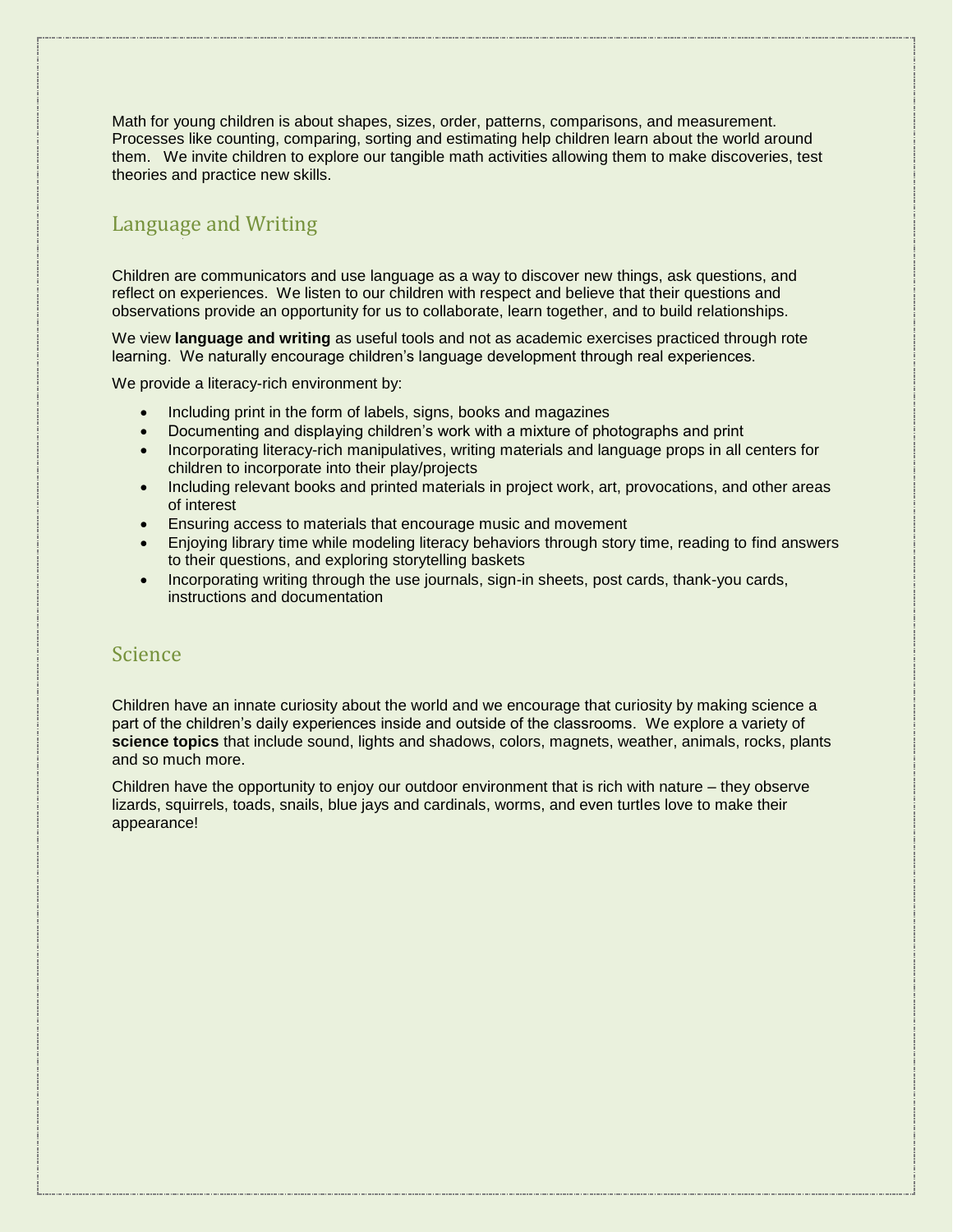Math for young children is about shapes, sizes, order, patterns, comparisons, and measurement. Processes like counting, comparing, sorting and estimating help children learn about the world around them. We invite children to explore our tangible math activities allowing them to make discoveries, test theories and practice new skills.

## Language and Writing

Children are communicators and use language as a way to discover new things, ask questions, and reflect on experiences. We listen to our children with respect and believe that their questions and observations provide an opportunity for us to collaborate, learn together, and to build relationships.

We view **language and writing** as useful tools and not as academic exercises practiced through rote learning. We naturally encourage children's language development through real experiences.

We provide a literacy-rich environment by:

- Including print in the form of labels, signs, books and magazines
- Documenting and displaying children's work with a mixture of photographs and print
- Incorporating literacy-rich manipulatives, writing materials and language props in all centers for children to incorporate into their play/projects
- Including relevant books and printed materials in project work, art, provocations, and other areas of interest
- Ensuring access to materials that encourage music and movement
- Enjoying library time while modeling literacy behaviors through story time, reading to find answers to their questions, and exploring storytelling baskets
- Incorporating writing through the use journals, sign-in sheets, post cards, thank-you cards, instructions and documentation

## Science

Children have an innate curiosity about the world and we encourage that curiosity by making science a part of the children's daily experiences inside and outside of the classrooms. We explore a variety of **science topics** that include sound, lights and shadows, colors, magnets, weather, animals, rocks, plants and so much more.

Children have the opportunity to enjoy our outdoor environment that is rich with nature – they observe lizards, squirrels, toads, snails, blue jays and cardinals, worms, and even turtles love to make their appearance!